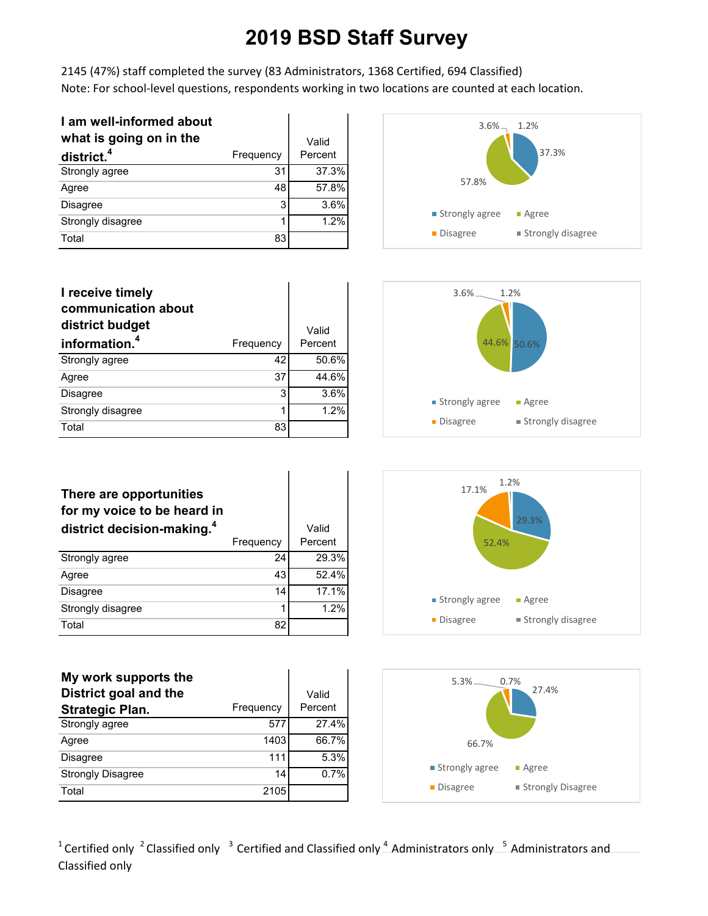# 2019 BSD Staff Survey

2145 (47%) staff completed the survey (83 Administrators, 1368 Certified, 694 Classified)
Note: For school-level questions, respondents working in two locations are counted at each location.

| I am well-informed about what is going on in the district.[4] | Frequency | Valid Percent |
|---|---|---|
| Strongly agree | 31 | 37.3% |
| Agree | 48 | 57.8% |
| Disagree | 3 | 3.6% |
| Strongly disagree | 1 | 1.2% |
| Total | 83 | |

| I receive timely communication about district budget information.[4] | Frequency | Valid Percent |
|---|---|---|
| Strongly agree | 42 | 50.6% |
| Agree | 37 | 44.6% |
| Disagree | 3 | 3.6% |
| Strongly disagree | 1 | 1.2% |
| Total | 83 | |

| There are opportunities for my voice to be heard in district decision-making.[4] | Frequency | Valid Percent |
|---|---|---|
| Strongly agree | 24 | 29.3% |
| Agree | 43 | 52.4% |
| Disagree | 14 | 17.1% |
| Strongly disagree | 1 | 1.2% |
| Total | 82 | |

| My work supports the District goal and the Strategic Plan. | Frequency | Valid Percent |
|---|---|---|
| Strongly agree | 577 | 27.4% |
| Agree | 1403 | 66.7% |
| Disagree | 111 | 5.3% |
| Strongly Disagree | 14 | 0.7% |
| Total | 2105 | |

[1] Certified only [2] Classified only [3] Certified and Classified only [4] Administrators only [5] Administrators and Classified only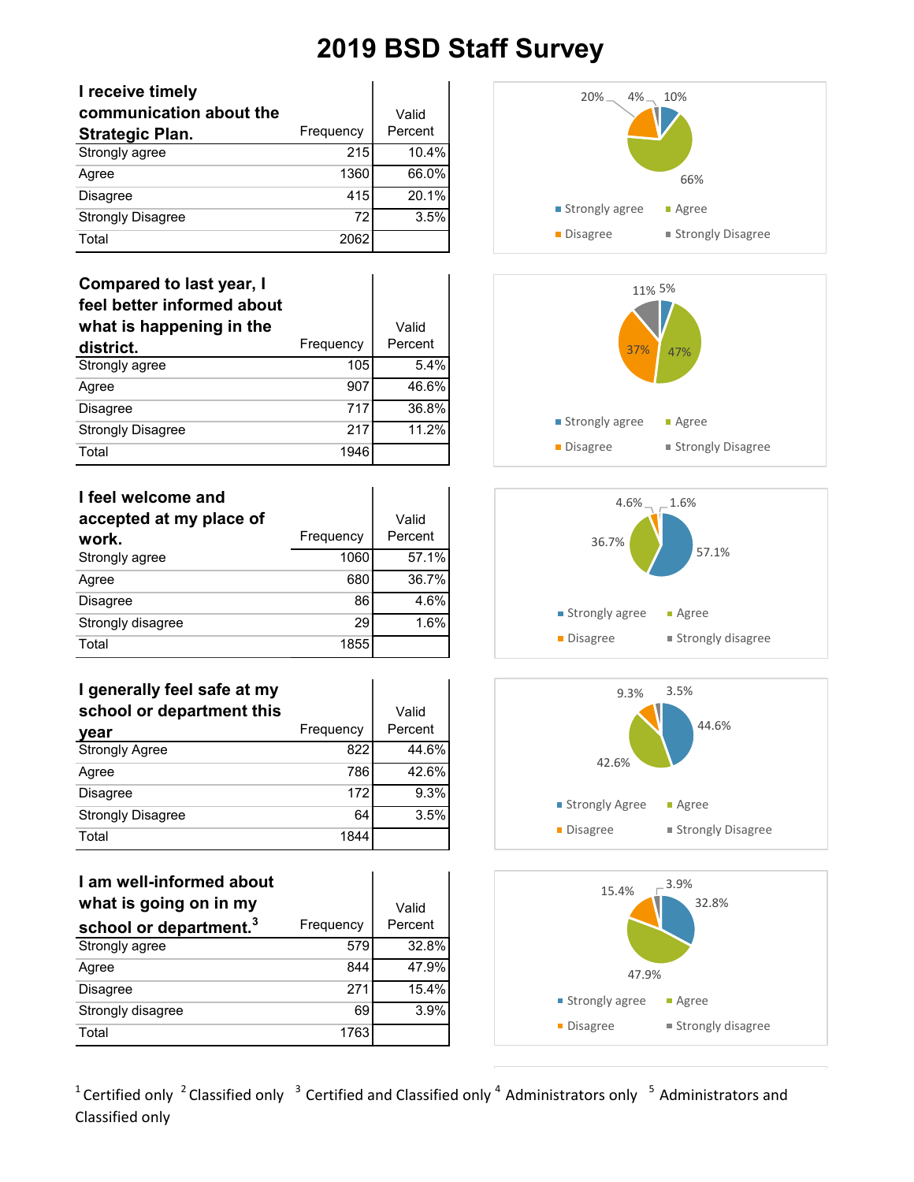// Page content

# 2019 BSD Staff Survey

| I receive timely communication about the Strategic Plan. | Frequency | Valid Percent |
|---|---|---|
| Strongly agree | 215 | 10.4% |
| Agree | 1360 | 66.0% |
| Disagree | 415 | 20.1% |
| Strongly Disagree | 72 | 3.5% |
| Total | 2062 | |

| Compared to last year, I feel better informed about what is happening in the district. | Frequency | Valid Percent |
|---|---|---|
| Strongly agree | 105 | 5.4% |
| Agree | 907 | 46.6% |
| Disagree | 717 | 36.8% |
| Strongly Disagree | 217 | 11.2% |
| Total | 1946 | |

| I feel welcome and accepted at my place of work. | Frequency | Valid Percent |
|---|---|---|
| Strongly agree | 1060 | 57.1% |
| Agree | 680 | 36.7% |
| Disagree | 86 | 4.6% |
| Strongly disagree | 29 | 1.6% |
| Total | 1855 | |

| I generally feel safe at my school or department this year | Frequency | Valid Percent |
|---|---|---|
| Strongly Agree | 822 | 44.6% |
| Agree | 786 | 42.6% |
| Disagree | 172 | 9.3% |
| Strongly Disagree | 64 | 3.5% |
| Total | 1844 | |

| I am well-informed about what is going on in my school or department.[3] | Frequency | Valid Percent |
|---|---|---|
| Strongly agree | 579 | 32.8% |
| Agree | 844 | 47.9% |
| Disagree | 271 | 15.4% |
| Strongly disagree | 69 | 3.9% |
| Total | 1763 | |

[1] Certified only [2] Classified only [3] Certified and Classified only [4] Administrators only [5] Administrators and Classified only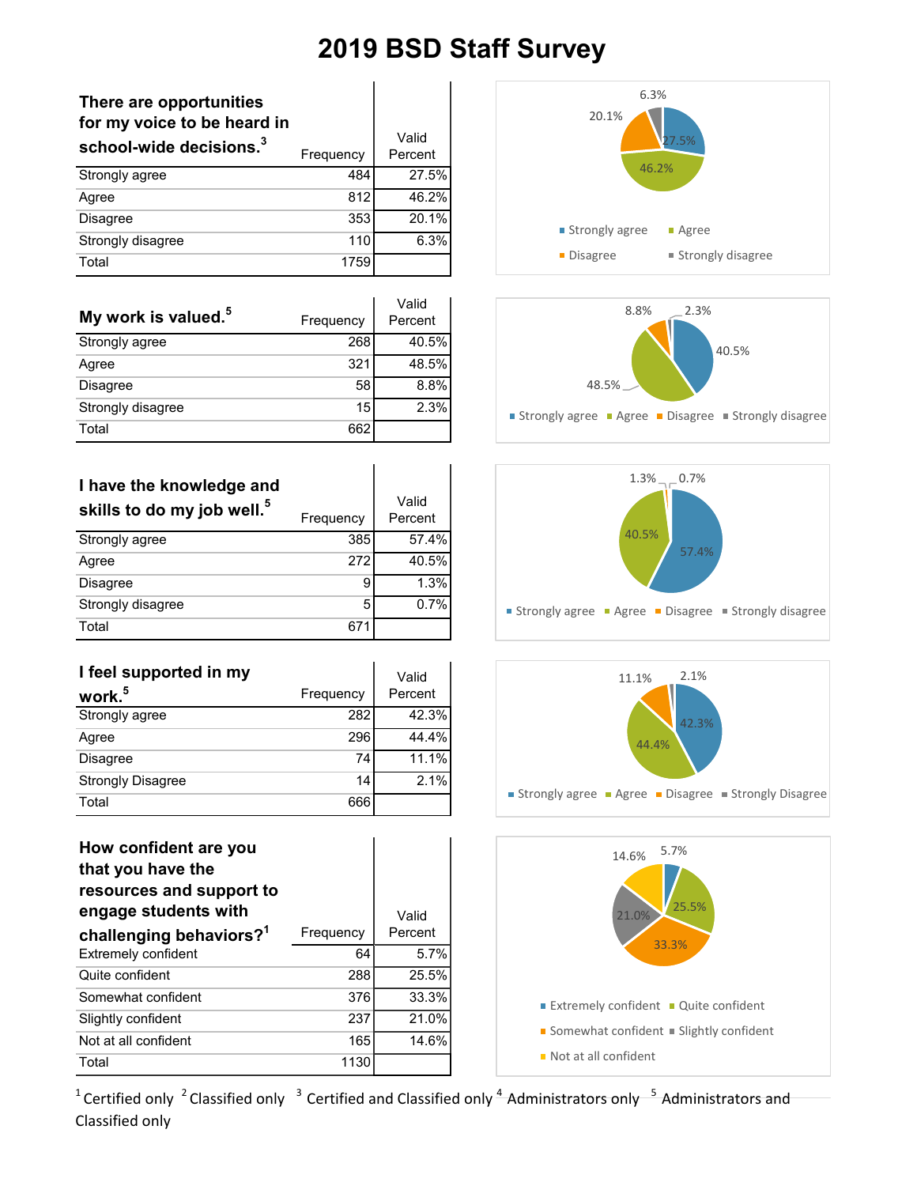# 2019 BSD Staff Survey

| There are opportunities for my voice to be heard in school-wide decisions.[3] | Frequency | Valid Percent |
|---|---|---|
| Strongly agree | 484 | 27.5% |
| Agree | 812 | 46.2% |
| Disagree | 353 | 20.1% |
| Strongly disagree | 110 | 6.3% |
| Total | 1759 | |

| My work is valued.[5] | Frequency | Valid Percent |
|---|---|---|
| Strongly agree | 268 | 40.5% |
| Agree | 321 | 48.5% |
| Disagree | 58 | 8.8% |
| Strongly disagree | 15 | 2.3% |
| Total | 662 | |

| I have the knowledge and skills to do my job well.[5] | Frequency | Valid Percent |
|---|---|---|
| Strongly agree | 385 | 57.4% |
| Agree | 272 | 40.5% |
| Disagree | 9 | 1.3% |
| Strongly disagree | 5 | 0.7% |
| Total | 671 | |

| I feel supported in my work.[5] | Frequency | Valid Percent |
|---|---|---|
| Strongly agree | 282 | 42.3% |
| Agree | 296 | 44.4% |
| Disagree | 74 | 11.1% |
| Strongly Disagree | 14 | 2.1% |
| Total | 666 | |

| How confident are you that you have the resources and support to engage students with challenging behaviors?[1] | Frequency | Valid Percent |
|---|---|---|
| Extremely confident | 64 | 5.7% |
| Quite confident | 288 | 25.5% |
| Somewhat confident | 376 | 33.3% |
| Slightly confident | 237 | 21.0% |
| Not at all confident | 165 | 14.6% |
| Total | 1130 | |

[1] Certified only [2] Classified only [3] Certified and Classified only [4] Administrators only [5] Administrators and Classified only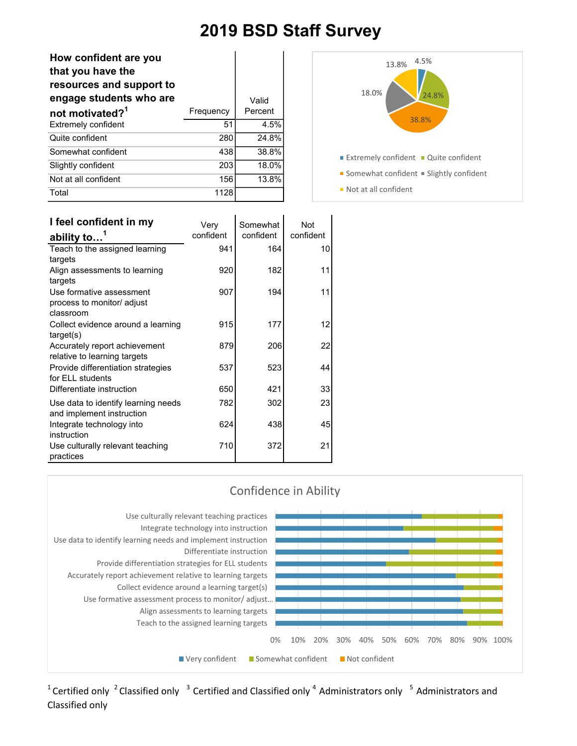# 2019 BSD Staff Survey

| How confident are you that you have the resources and support to engage students who are not motivated?[1] | Frequency | Valid Percent |
|---|---|---|
| Extremely confident | 51 | 4.5% |
| Quite confident | 280 | 24.8% |
| Somewhat confident | 438 | 38.8% |
| Slightly confident | 203 | 18.0% |
| Not at all confident | 156 | 13.8% |
| Total | 1128 | |

| I feel confident in my ability to…[1] | Very confident | Somewhat confident | Not confident |
|---|---|---|---|
| Teach to the assigned learning targets | 941 | 164 | 10 |
| Align assessments to learning targets | 920 | 182 | 11 |
| Use formative assessment process to monitor/ adjust classroom | 907 | 194 | 11 |
| Collect evidence around a learning target(s) | 915 | 177 | 12 |
| Accurately report achievement relative to learning targets | 879 | 206 | 22 |
| Provide differentiation strategies for ELL students | 537 | 523 | 44 |
| Differentiate instruction | 650 | 421 | 33 |
| Use data to identify learning needs and implement instruction | 782 | 302 | 23 |
| Integrate technology into instruction | 624 | 438 | 45 |
| Use culturally relevant teaching practices | 710 | 372 | 21 |

Confidence in Ability

[1] Certified only [2] Classified only [3] Certified and Classified only [4] Administrators only [5] Administrators and Classified only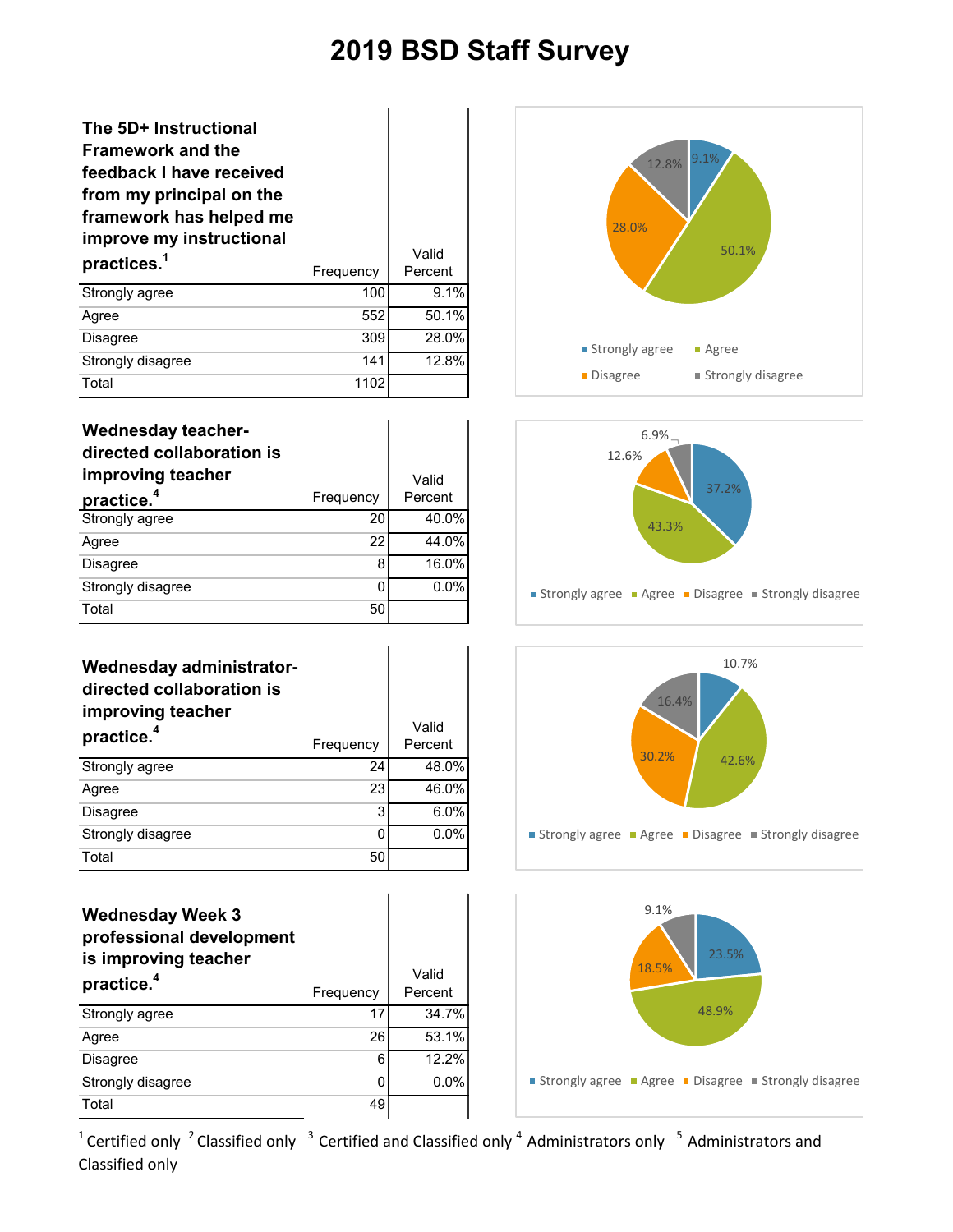# 2019 BSD Staff Survey

| The 5D+ Instructional Framework and the feedback I have received from my principal on the framework has helped me improve my instructional practices.[1] | Frequency | Valid Percent |
|---|---|---|
| Strongly agree | 100 | 9.1% |
| Agree | 552 | 50.1% |
| Disagree | 309 | 28.0% |
| Strongly disagree | 141 | 12.8% |
| Total | 1102 | |

| Wednesday teacher-directed collaboration is improving teacher practice.[4] | Frequency | Valid Percent |
|---|---|---|
| Strongly agree | 20 | 40.0% |
| Agree | 22 | 44.0% |
| Disagree | 8 | 16.0% |
| Strongly disagree | 0 | 0.0% |
| Total | 50 | |

| Wednesday administrator-directed collaboration is improving teacher practice.[4] | Frequency | Valid Percent |
|---|---|---|
| Strongly agree | 24 | 48.0% |
| Agree | 23 | 46.0% |
| Disagree | 3 | 6.0% |
| Strongly disagree | 0 | 0.0% |
| Total | 50 | |

| Wednesday Week 3 professional development is improving teacher practice.[4] | Frequency | Valid Percent |
|---|---|---|
| Strongly agree | 17 | 34.7% |
| Agree | 26 | 53.1% |
| Disagree | 6 | 12.2% |
| Strongly disagree | 0 | 0.0% |
| Total | 49 | |

[1] Certified only [2] Classified only [3] Certified and Classified only [4] Administrators only [5] Administrators and Classified only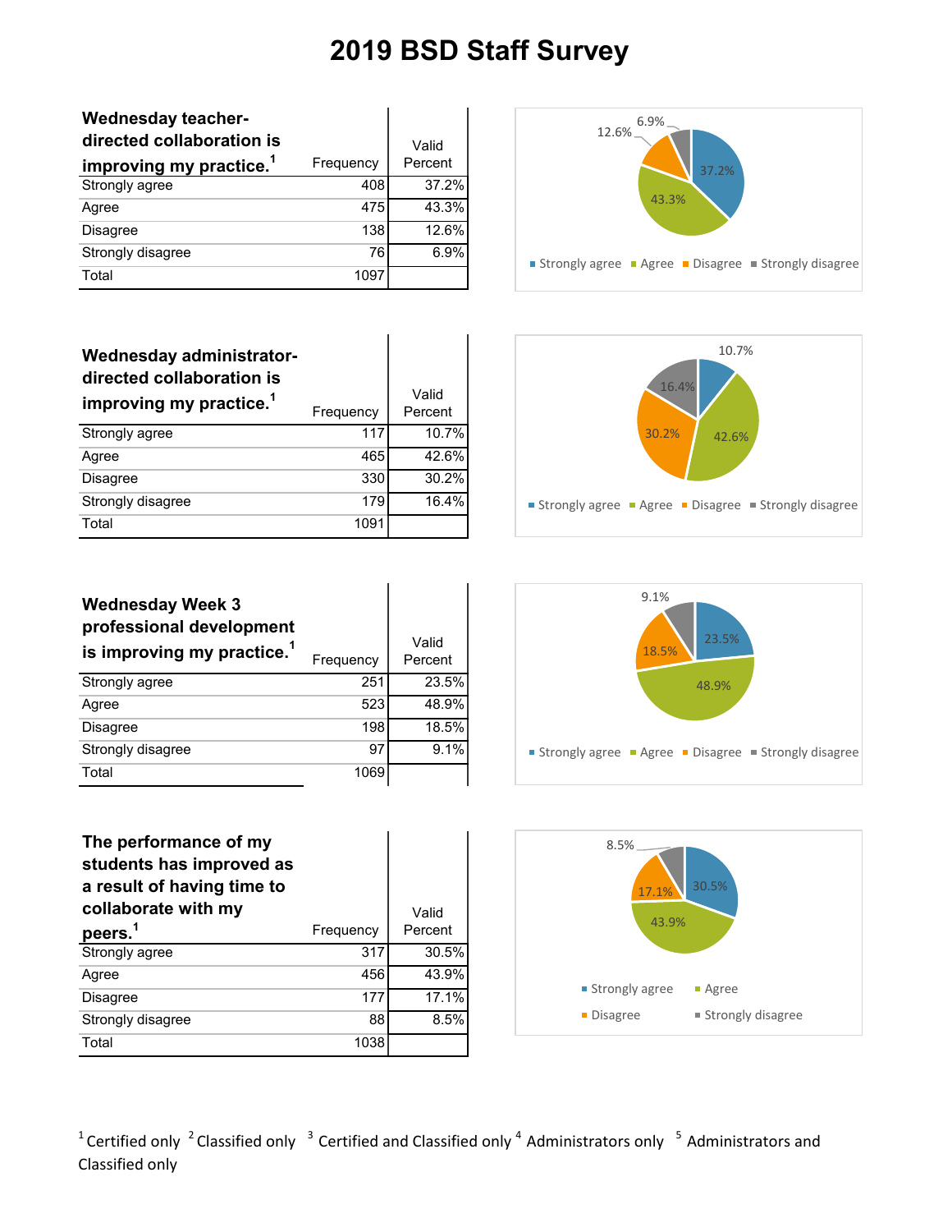# 2019 BSD Staff Survey

| Wednesday teacher-directed collaboration is improving my practice.[1] | Frequency | Valid Percent |
|---|---|---|
| Strongly agree | 408 | 37.2% |
| Agree | 475 | 43.3% |
| Disagree | 138 | 12.6% |
| Strongly disagree | 76 | 6.9% |
| Total | 1097 | |

| Wednesday administrator-directed collaboration is improving my practice.[1] | Frequency | Valid Percent |
|---|---|---|
| Strongly agree | 117 | 10.7% |
| Agree | 465 | 42.6% |
| Disagree | 330 | 30.2% |
| Strongly disagree | 179 | 16.4% |
| Total | 1091 | |

| Wednesday Week 3 professional development is improving my practice.[1] | Frequency | Valid Percent |
|---|---|---|
| Strongly agree | 251 | 23.5% |
| Agree | 523 | 48.9% |
| Disagree | 198 | 18.5% |
| Strongly disagree | 97 | 9.1% |
| Total | 1069 | |

| The performance of my students has improved as a result of having time to collaborate with my peers.[1] | Frequency | Valid Percent |
|---|---|---|
| Strongly agree | 317 | 30.5% |
| Agree | 456 | 43.9% |
| Disagree | 177 | 17.1% |
| Strongly disagree | 88 | 8.5% |
| Total | 1038 | |

[1] Certified only [2] Classified only [3] Certified and Classified only [4] Administrators only [5] Administrators and Classified only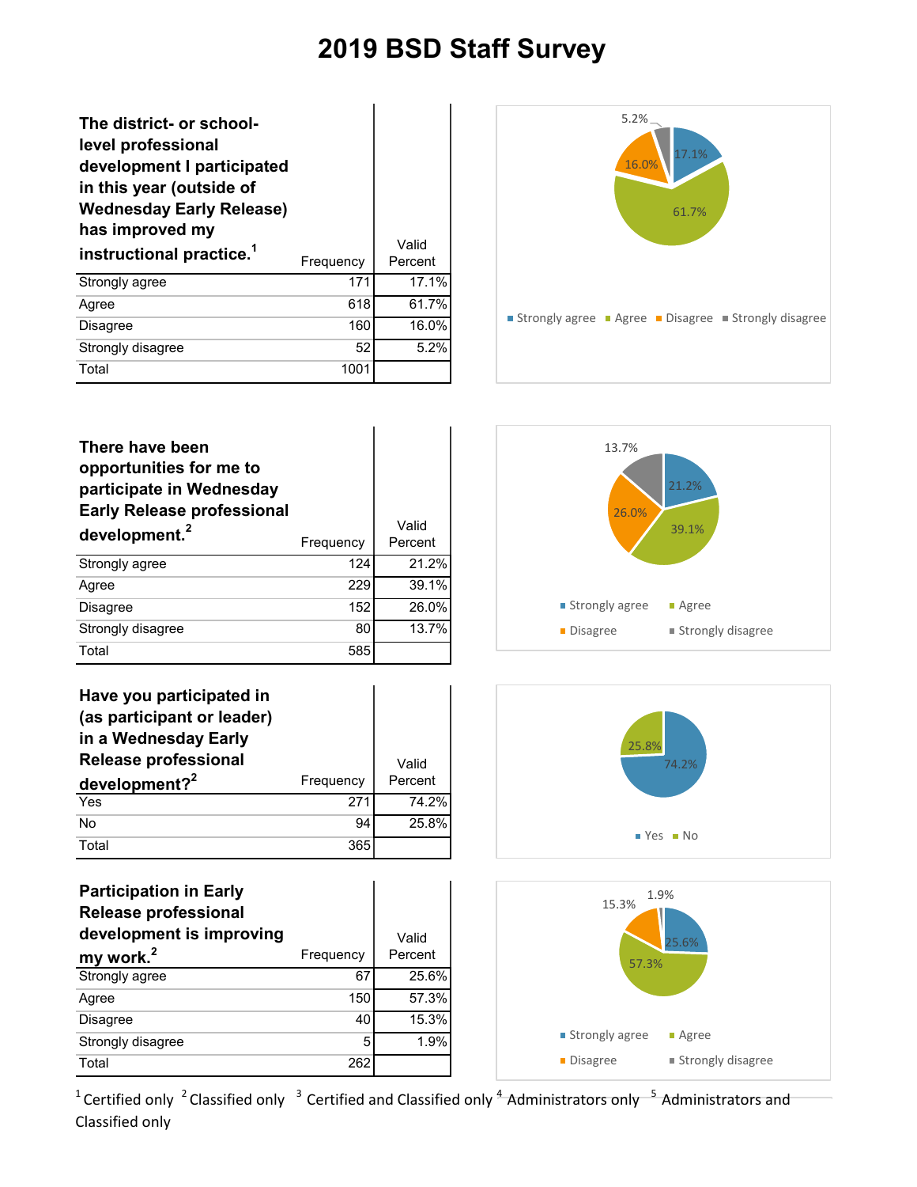# 2019 BSD Staff Survey

| The district- or school-level professional development I participated in this year (outside of Wednesday Early Release) has improved my instructional practice.[1] | Frequency | Valid Percent |
|---|---|---|
| Strongly agree | 171 | 17.1% |
| Agree | 618 | 61.7% |
| Disagree | 160 | 16.0% |
| Strongly disagree | 52 | 5.2% |
| Total | 1001 | |

| There have been opportunities for me to participate in Wednesday Early Release professional development.[2] | Frequency | Valid Percent |
|---|---|---|
| Strongly agree | 124 | 21.2% |
| Agree | 229 | 39.1% |
| Disagree | 152 | 26.0% |
| Strongly disagree | 80 | 13.7% |
| Total | 585 | |

| Have you participated in (as participant or leader) in a Wednesday Early Release professional development?[2] | Frequency | Valid Percent |
|---|---|---|
| Yes | 271 | 74.2% |
| No | 94 | 25.8% |
| Total | 365 | |

| Participation in Early Release professional development is improving my work.[2] | Frequency | Valid Percent |
|---|---|---|
| Strongly agree | 67 | 25.6% |
| Agree | 150 | 57.3% |
| Disagree | 40 | 15.3% |
| Strongly disagree | 5 | 1.9% |
| Total | 262 | |

[1] Certified only [2] Classified only [3] Certified and Classified only [4] Administrators only [5] Administrators and Classified only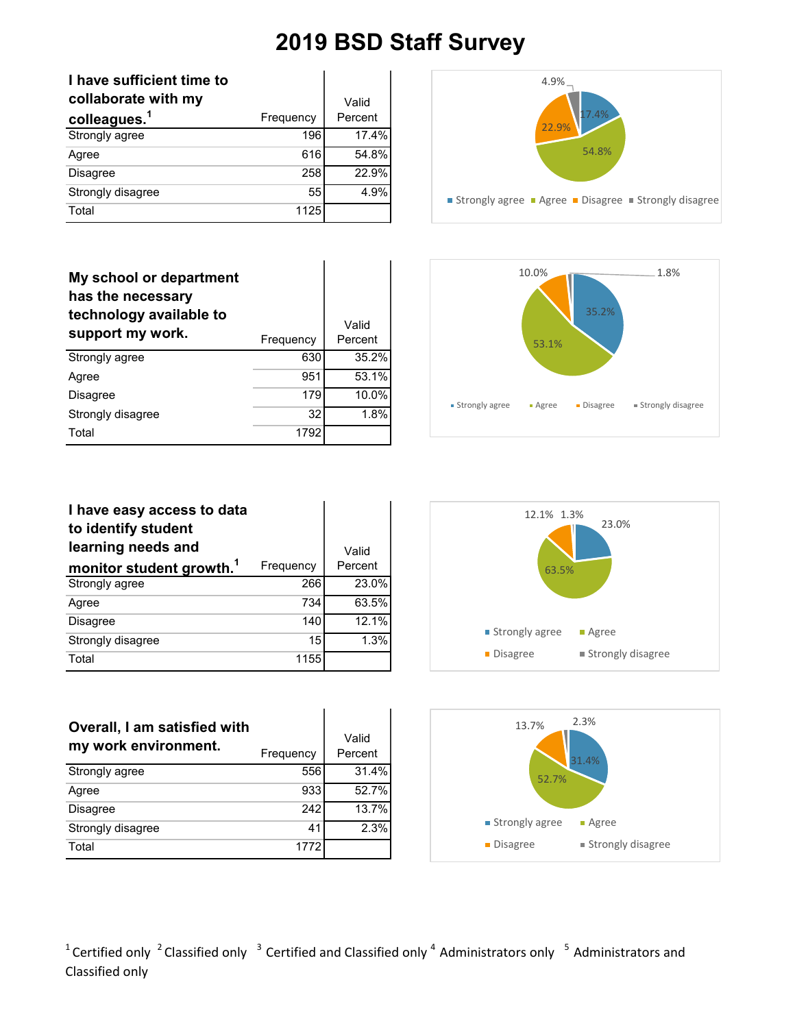# 2019 BSD Staff Survey

| I have sufficient time to collaborate with my colleagues.[1] | Frequency | Valid Percent |
|---|---|---|
| Strongly agree | 196 | 17.4% |
| Agree | 616 | 54.8% |
| Disagree | 258 | 22.9% |
| Strongly disagree | 55 | 4.9% |
| Total | 1125 | |

| My school or department has the necessary technology available to support my work. | Frequency | Valid Percent |
|---|---|---|
| Strongly agree | 630 | 35.2% |
| Agree | 951 | 53.1% |
| Disagree | 179 | 10.0% |
| Strongly disagree | 32 | 1.8% |
| Total | 1792 | |

| I have easy access to data to identify student learning needs and monitor student growth.[1] | Frequency | Valid Percent |
|---|---|---|
| Strongly agree | 266 | 23.0% |
| Agree | 734 | 63.5% |
| Disagree | 140 | 12.1% |
| Strongly disagree | 15 | 1.3% |
| Total | 1155 | |

| Overall, I am satisfied with my work environment. | Frequency | Valid Percent |
|---|---|---|
| Strongly agree | 556 | 31.4% |
| Agree | 933 | 52.7% |
| Disagree | 242 | 13.7% |
| Strongly disagree | 41 | 2.3% |
| Total | 1772 | |

[1] Certified only [2] Classified only [3] Certified and Classified only [4] Administrators only [5] Administrators and Classified only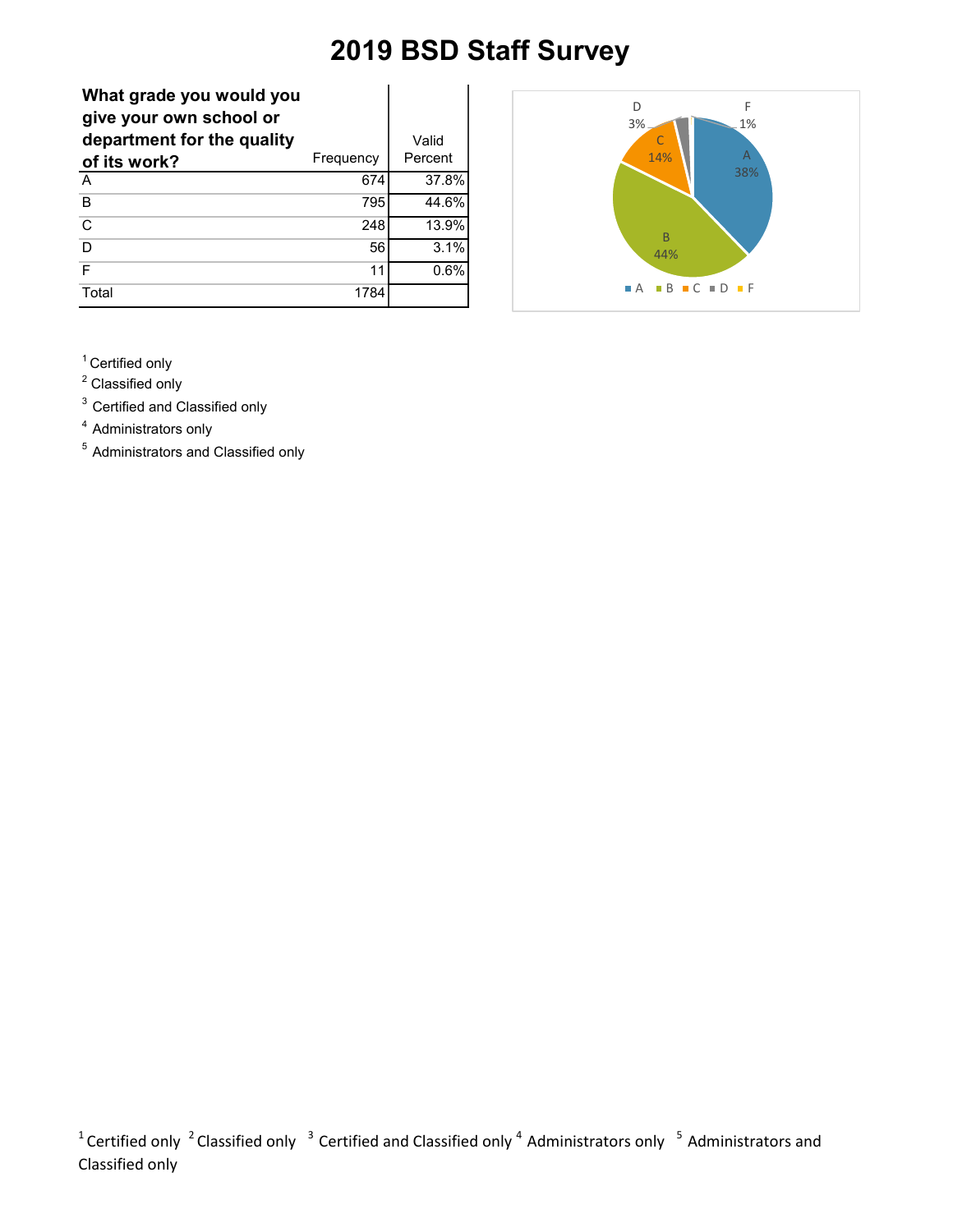# 2019 BSD Staff Survey

| What grade you would you give your own school or department for the quality of its work? | Frequency | Valid Percent |
|---|---|---|
| A | 674 | 37.8% |
| B | 795 | 44.6% |
| C | 248 | 13.9% |
| D | 56 | 3.1% |
| F | 11 | 0.6% |
| Total | 1784 | |

D
3%
F
1%
C
14%
A
38%
B
44%
A B C D F

[1] Certified only
[2] Classified only
[3] Certified and Classified only
[4] Administrators only
[5] Administrators and Classified only